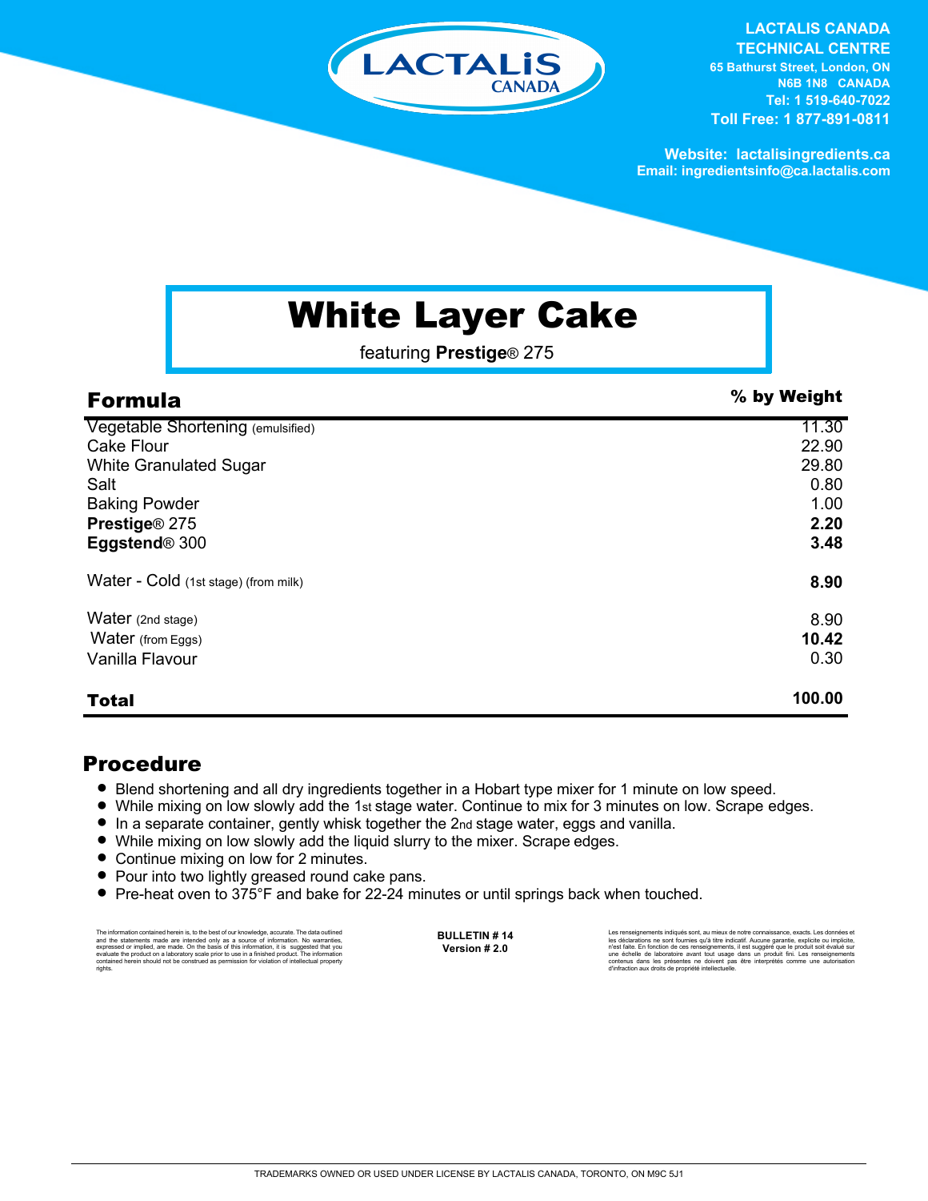LACTALIS CANADA
CANADA

**LACTALIS CANADA TECHNICAL CENTRE**
**65 Bathurst Street, London, ON**
**N6B 1N8 CANADA**
**Tel: 1 519-640-7022**
**Toll Free: 1 877-891-0811**

**Website: lactalisingredients.ca**
**Email: ingredientsinfo@ca.lactalis.com**

# White Layer Cake

featuring **Prestige**® 275

| Formula | % by Weight |
|---|---|
| Vegetable Shortening (emulsified) | 11.30 |
| Cake Flour | 22.90 |
| White Granulated Sugar | 29.80 |
| Salt | 0.80 |
| Baking Powder | 1.00 |
| **Prestige**® 275 | **2.20** |
| **Eggstend**® 300 | **3.48** |
| Water - Cold (1st stage) (from milk) | **8.90** |
| Water (2nd stage) | 8.90 |
| Water (from Eggs) | **10.42** |
| Vanilla Flavour | 0.30 |
| **Total** | **100.00** |

## Procedure

- Blend shortening and all dry ingredients together in a Hobart type mixer for 1 minute on low speed.
- While mixing on low slowly add the 1st stage water. Continue to mix for 3 minutes on low. Scrape edges.
- In a separate container, gently whisk together the 2nd stage water, eggs and vanilla.
- While mixing on low slowly add the liquid slurry to the mixer. Scrape edges.
- Continue mixing on low for 2 minutes.
- Pour into two lightly greased round cake pans.
- Pre-heat oven to 375°F and bake for 22-24 minutes or until springs back when touched.

The information contained herein is, to the best of our knowledge, accurate. The data outlined and the statements made are intended only as a source of information. No warranties, expressed or implied, are made. On the basis of this information, it is suggested that you evaluate the product on a laboratory scale prior to use in a finished product. The information contained herein should not be construed as permission for violation of intellectual property rights.

**BULLETIN # 14**
**Version # 2.0**

Les renseignements indiqués sont, au mieux de notre connaissance, exacts. Les données et les déclarations ne sont fournies qu'à titre indicatif. Aucune garantie, explicite ou implicite, n'est faite. En fonction de ces renseignements, il est suggéré que le produit soit évalué sur une échelle de laboratoire avant tout usage dans un produit fini. Les renseignements contenus dans les présentes ne doivent pas être interprétés comme une autorisation d'infraction aux droits de propriété intellectuelle.

TRADEMARKS OWNED OR USED UNDER LICENSE BY LACTALIS CANADA, TORONTO, ON M9C 5J1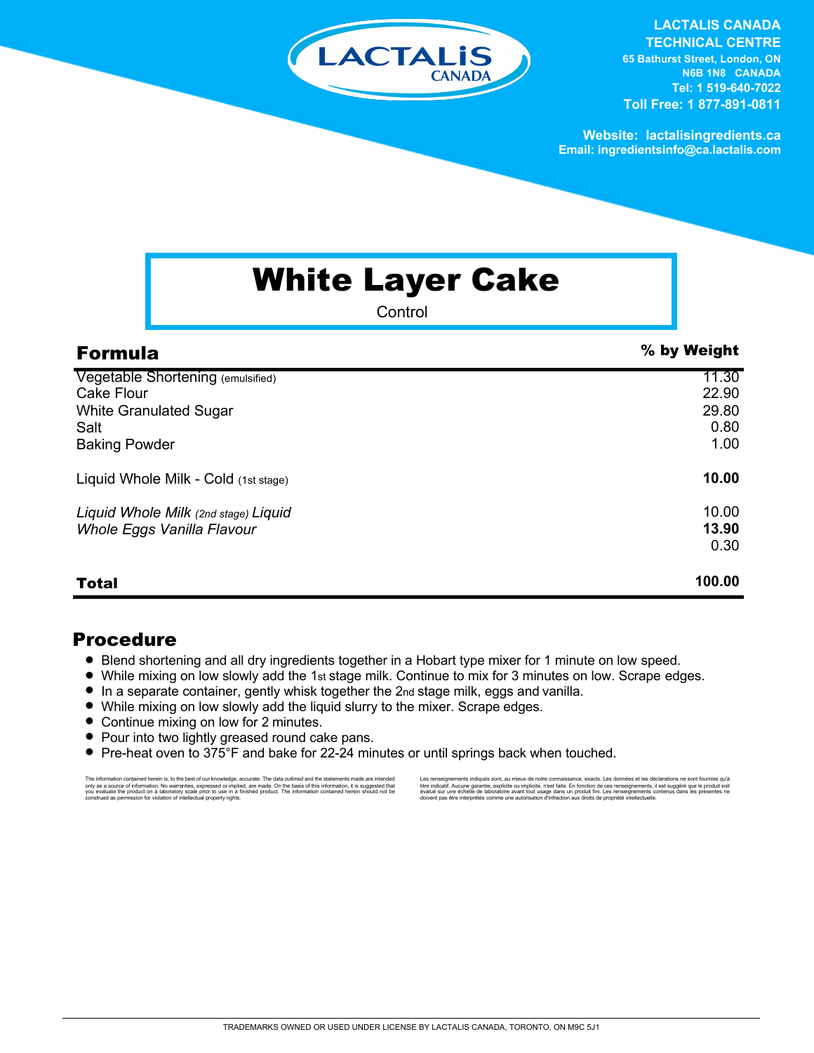LACTALIS CANADA
TECHNICAL CENTRE
65 Bathurst Street, London, ON
N6B 1N8 CANADA
Tel: 1 519-640-7022
Toll Free: 1 877-891-0811

Website: lactalisingredients.ca
Email: ingredientsinfo@ca.lactalis.com

# White Layer Cake

Control

| Formula | % by Weight |
|---|---|
| Vegetable Shortening (emulsified) | 11.30 |
| Cake Flour | 22.90 |
| White Granulated Sugar | 29.80 |
| Salt | 0.80 |
| Baking Powder | 1.00 |
| Liquid Whole Milk - Cold (1st stage) | **10.00** |
| *Liquid Whole Milk (2nd stage)* | 10.00 |
| *Liquid Whole Eggs* | **13.90** |
| *Vanilla Flavour* | 0.30 |
| **Total** | **100.00** |

## Procedure

- Blend shortening and all dry ingredients together in a Hobart type mixer for 1 minute on low speed.
- While mixing on low slowly add the 1st stage milk. Continue to mix for 3 minutes on low. Scrape edges.
- In a separate container, gently whisk together the 2nd stage milk, eggs and vanilla.
- While mixing on low slowly add the liquid slurry to the mixer. Scrape edges.
- Continue mixing on low for 2 minutes.
- Pour into two lightly greased round cake pans.
- Pre-heat oven to 375°F and bake for 22-24 minutes or until springs back when touched.

The information contained herein is, to the best of our knowledge, accurate. The data outlined and the statements made are intended only as a source of information. No warranties, expressed or implied, are made. On the basis of this information, it is suggested that you evaluate the product on a laboratory scale prior to use in a finished product. The information contained herein should not be construed as permission for violation of intellectual property rights.

Les renseignements indiqués sont, au mieux de notre connaissance, exacts. Les données et les déclarations ne sont fournies qu'à titre indicatif. Aucune garantie, explicite ou implicite, n'est faite. En fonction de ces renseignements, il est suggéré que le produit soit évalué sur une échelle de laboratoire avant tout usage dans un produit fini. Les renseignements contenus dans les présentes ne doivent pas être interprétés comme une autorisation d'infraction aux droits de propriété intellectuelle.

TRADEMARKS OWNED OR USED UNDER LICENSE BY LACTALIS CANADA, TORONTO, ON M9C 5J1